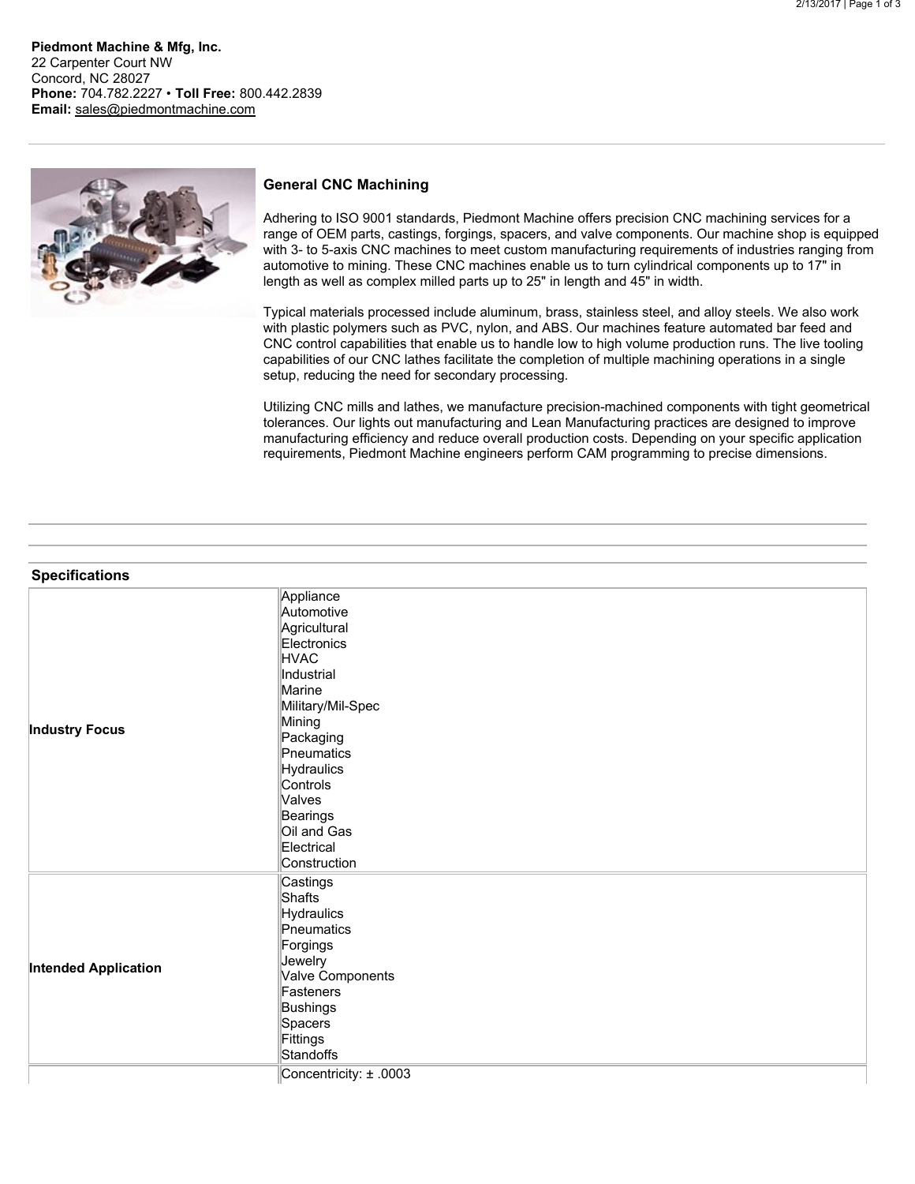**Piedmont Machine & Mfg, Inc.**
22 Carpenter Court NW
Concord, NC 28027
**Phone:** 704.782.2227 • **Toll Free:** 800.442.2839
**Email:** sales@piedmontmachine.com

## General CNC Machining

Adhering to ISO 9001 standards, Piedmont Machine offers precision CNC machining services for a range of OEM parts, castings, forgings, spacers, and valve components. Our machine shop is equipped with 3- to 5-axis CNC machines to meet custom manufacturing requirements of industries ranging from automotive to mining. These CNC machines enable us to turn cylindrical components up to 17" in length as well as complex milled parts up to 25" in length and 45" in width.

Typical materials processed include aluminum, brass, stainless steel, and alloy steels. We also work with plastic polymers such as PVC, nylon, and ABS. Our machines feature automated bar feed and CNC control capabilities that enable us to handle low to high volume production runs. The live tooling capabilities of our CNC lathes facilitate the completion of multiple machining operations in a single setup, reducing the need for secondary processing.

Utilizing CNC mills and lathes, we manufacture precision-machined components with tight geometrical tolerances. Our lights out manufacturing and Lean Manufacturing practices are designed to improve manufacturing efficiency and reduce overall production costs. Depending on your specific application requirements, Piedmont Machine engineers perform CAM programming to precise dimensions.

## Specifications

| | |
|---|---|
| **Industry Focus** | Appliance<br>Automotive<br>Agricultural<br>Electronics<br>HVAC<br>Industrial<br>Marine<br>Military/Mil-Spec<br>Mining<br>Packaging<br>Pneumatics<br>Hydraulics<br>Controls<br>Valves<br>Bearings<br>Oil and Gas<br>Electrical<br>Construction |
| **Intended Application** | Castings<br>Shafts<br>Hydraulics<br>Pneumatics<br>Forgings<br>Jewelry<br>Valve Components<br>Fasteners<br>Bushings<br>Spacers<br>Fittings<br>Standoffs |
| | Concentricity: ± .0003 |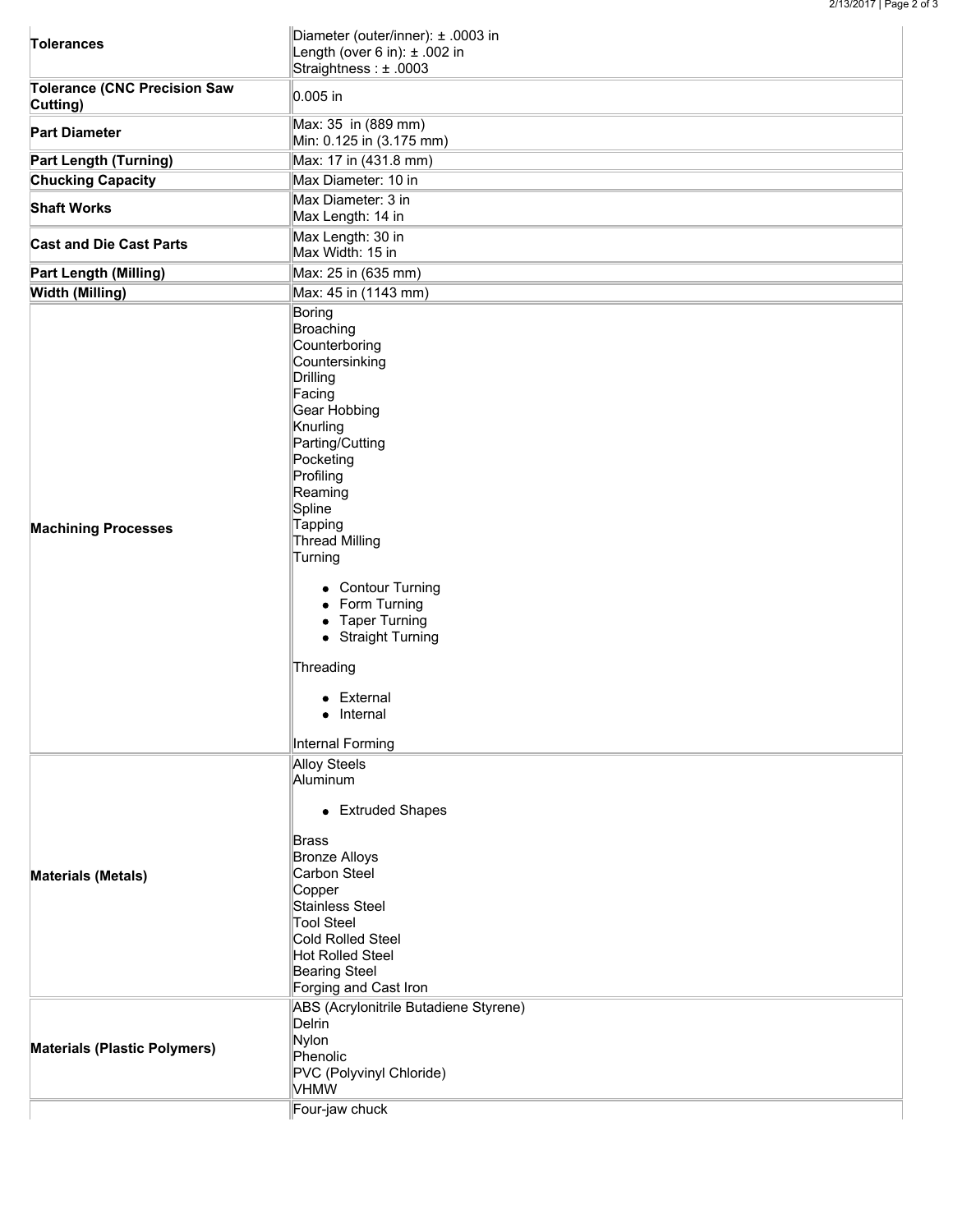| | |
|---|---|
| **Tolerances** | Diameter (outer/inner): ± .0003 in<br>Length (over 6 in): ± .002 in<br>Straightness : ± .0003 |
| **Tolerance (CNC Precision Saw Cutting)** | 0.005 in |
| **Part Diameter** | Max: 35 in (889 mm)<br>Min: 0.125 in (3.175 mm) |
| **Part Length (Turning)** | Max: 17 in (431.8 mm) |
| **Chucking Capacity** | Max Diameter: 10 in |
| **Shaft Works** | Max Diameter: 3 in<br>Max Length: 14 in |
| **Cast and Die Cast Parts** | Max Length: 30 in<br>Max Width: 15 in |
| **Part Length (Milling)** | Max: 25 in (635 mm) |
| **Width (Milling)** | Max: 45 in (1143 mm) |
| **Machining Processes** | Boring<br>Broaching<br>Counterboring<br>Countersinking<br>Drilling<br>Facing<br>Gear Hobbing<br>Knurling<br>Parting/Cutting<br>Pocketing<br>Profiling<br>Reaming<br>Spline<br>Tapping<br>Thread Milling<br>Turning<br>• Contour Turning<br>• Form Turning<br>• Taper Turning<br>• Straight Turning<br>Threading<br>• External<br>• Internal<br>Internal Forming |
| **Materials (Metals)** | Alloy Steels<br>Aluminum<br>• Extruded Shapes<br>Brass<br>Bronze Alloys<br>Carbon Steel<br>Copper<br>Stainless Steel<br>Tool Steel<br>Cold Rolled Steel<br>Hot Rolled Steel<br>Bearing Steel<br>Forging and Cast Iron |
| **Materials (Plastic Polymers)** | ABS (Acrylonitrile Butadiene Styrene)<br>Delrin<br>Nylon<br>Phenolic<br>PVC (Polyvinyl Chloride)<br>VHMW |
| | Four-jaw chuck |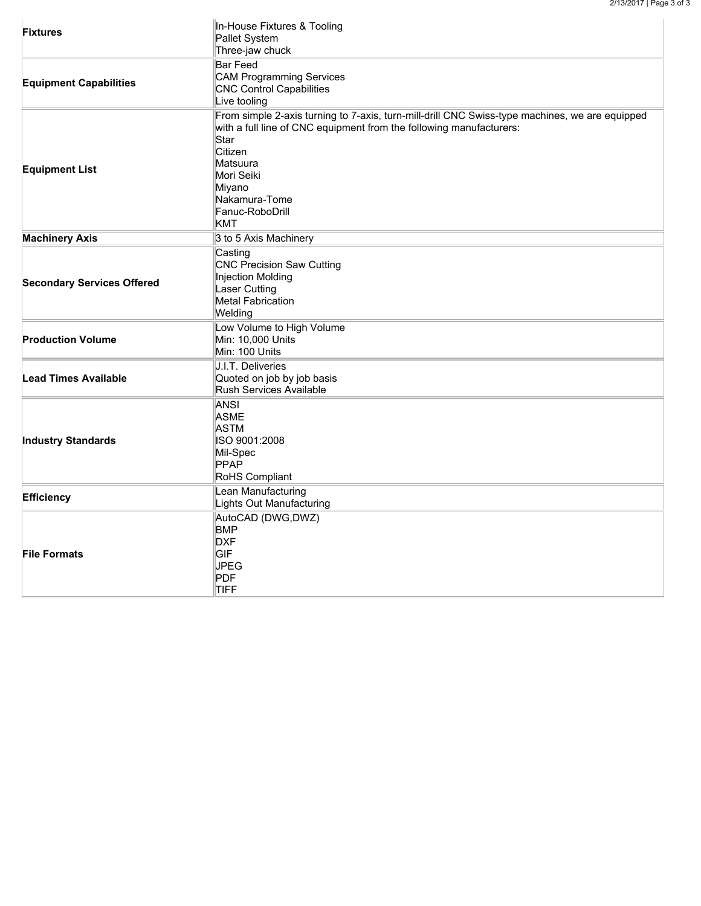| | |
|---|---|
| **Fixtures** | In-House Fixtures & Tooling<br>Pallet System<br>Three-jaw chuck |
| **Equipment Capabilities** | Bar Feed<br>CAM Programming Services<br>CNC Control Capabilities<br>Live tooling |
| **Equipment List** | From simple 2-axis turning to 7-axis, turn-mill-drill CNC Swiss-type machines, we are equipped with a full line of CNC equipment from the following manufacturers:<br>Star<br>Citizen<br>Matsuura<br>Mori Seiki<br>Miyano<br>Nakamura-Tome<br>Fanuc-RoboDrill<br>KMT |
| **Machinery Axis** | 3 to 5 Axis Machinery |
| **Secondary Services Offered** | Casting<br>CNC Precision Saw Cutting<br>Injection Molding<br>Laser Cutting<br>Metal Fabrication<br>Welding |
| **Production Volume** | Low Volume to High Volume<br>Min: 10,000 Units<br>Min: 100 Units |
| **Lead Times Available** | J.I.T. Deliveries<br>Quoted on job by job basis<br>Rush Services Available |
| **Industry Standards** | ANSI<br>ASME<br>ASTM<br>ISO 9001:2008<br>Mil-Spec<br>PPAP<br>RoHS Compliant |
| **Efficiency** | Lean Manufacturing<br>Lights Out Manufacturing |
| **File Formats** | AutoCAD (DWG,DWZ)<br>BMP<br>DXF<br>GIF<br>JPEG<br>PDF<br>TIFF |